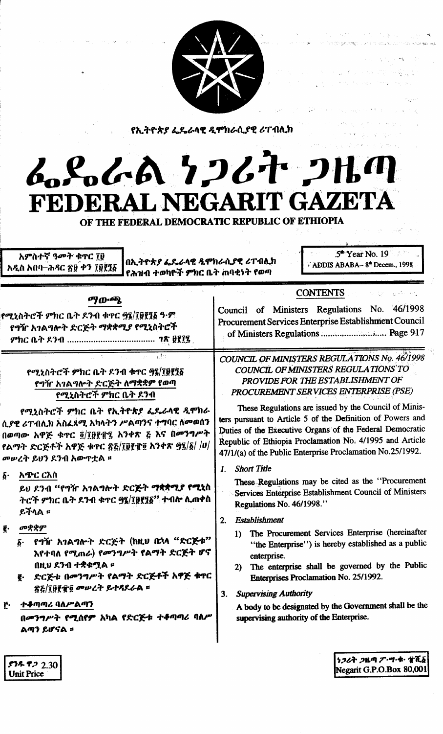የኢትዮጵያ ፌዴራላዊ ዲሞክራሲያዊ ሪፐብሊክ

# ፌዴራል ነጋሪት ጋዜጣ
# FEDERAL NEGARIT GAZETA
## OF THE FEDERAL DEMOCRATIC REPUBLIC OF ETHIOPIA

አምስተኛ ዓመት ቁጥር ፲፱
አዲስ አበባ–ሕዳር ፳፱ ቀን ፲፱፻፺፩

በኢትዮጵያ ፌዴራላዊ ዲሞክራሲያዊ ሪፐብሊክ የሕዝብ ተወካዮች ምክር ቤት ጠባቂነት የወጣ

5th Year No. 19
ADDIS ABABA– 8th Decem., 1998

**ማውጫ**

የሚኒስትሮች ምክር ቤት ደንብ ቁጥር ፵፮/፲፱፻፺፩ ዓ.ም
የግዥ አገልግሎት ድርጅት ማቋቋሚያ የሚኒስትሮች ምክር ቤት ደንብ ..................... ገጽ ፱፻፲፯

**CONTENTS**

Council of Ministers Regulations No. 46/1998
Procurement Services Enterprise Establishment Council of Ministers Regulations ..................... Page 917

### የሚኒስትሮች ምክር ቤት ደንብ ቁጥር ፵፮/፲፱፻፺፩
### የግዥ አገልግሎት ድርጅት ለማቋቋም የወጣ የሚኒስትሮች ምክር ቤት ደንብ

የሚኒስትሮች ምክር ቤት የኢትዮጵያ ፌዴራላዊ ዲሞክራሲያዊ ሪፐብሊክ አስፈጻሚ አካላትን ሥልጣንና ተግባር ለመወሰን በወጣው አዋጅ ቁጥር ፬/፲፱፻፹፯ አንቀጽ ፭ እና በመንግሥት የልማት ድርጅቶች አዋጅ ቁጥር ፳፭/፲፱፻፹፬ አንቀጽ ፵፯/፩/ /ሀ/ መሠረት ይህን ደንብ አውጥቷል ።

፩· **አጭር ርእስ**

ይህ ደንብ "የግዥ አገልግሎት ድርጅት ማቋቋሚያ የሚኒስትሮች ምክር ቤት ደንብ ቁጥር ፵፮/፲፱፻፺፩" ተብሎ ሊጠቀስ ይችላል ።

፪· **መቋቋም**

፩· የግዥ አገልግሎት ድርጅት (ከዚህ በኋላ "ድርጅቱ" እየተባለ የሚጠራ) የመንግሥት የልማት ድርጅት ሆኖ በዚህ ደንብ ተቋቁሟል ።

፪· ድርጅቱ በመንግሥት የልማት ድርጅቶች አዋጅ ቁጥር ፳፭/፲፱፻፹፬ መሠረት ይተዳደራል ።

፫· **ተቆጣጣሪ ባለሥልጣን**

በመንግሥት የሚሰየም አካል የድርጅቱ ተቆጣጣሪ ባለሥልጣን ይሆናል ።

### *COUNCIL OF MINISTERS REGULATIONS No. 46/1998*
### *COUNCIL OF MINISTERS REGULATIONS TO PROVIDE FOR THE ESTABLISHMENT OF PROCUREMENT SERVICES ENTERPRISE (PSE)*

These Regulations are issued by the Council of Ministers pursuant to Article 5 of the Definition of Powers and Duties of the Executive Organs of the Federal Democratic Republic of Ethiopia Proclamation No. 4/1995 and Article 47/1/(a) of the Public Enterprise Proclamation No.25/1992.

1. *Short Title*

These Regulations may be cited as the "Procurement Services Enterprise Establishment Council of Ministers Regulations No. 46/1998."

2. *Establishment*

1) The Procurement Services Enterprise (hereinafter "the Enterprise") is hereby established as a public enterprise.

2) The enterprise shall be governed by the Public Enterprises Proclamation No. 25/1992.

3. *Supervising Authority*

A body to be designated by the Government shall be the supervising authority of the Enterprise.

ያንዱ ዋጋ 2.30
Unit Price

ነጋሪት ጋዜጣ ፖ·ሣ·ቁ· ፹ሺ፩
Negarit G.P.O.Box 80,001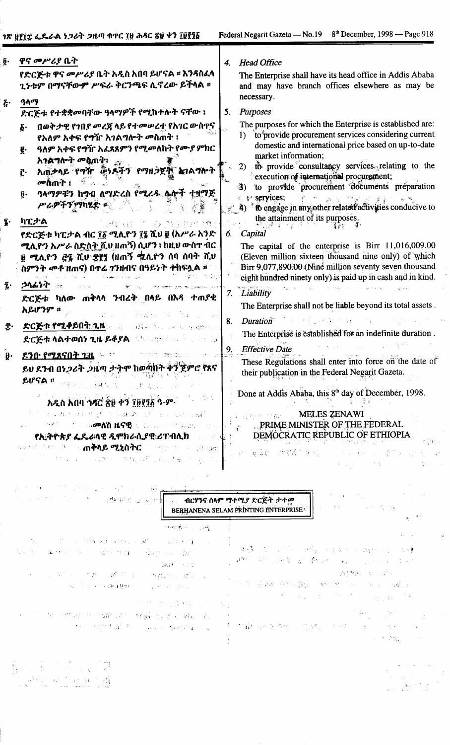፬· ዋና መሥሪያ ቤት

የድርጅቱ ዋና መሥሪያ ቤት አዲስ አበባ ይሆናል ። እንዳስፈላጊነቱም በማናቸውም ሥፍራ ቅርንጫፍ ሊኖረው ይችላል ።

፭· ዓላማ

ድርጅቱ የተቋቋመባቸው ዓላማዎች የሚከተሉት ናቸው ፤

፩· በወቅታዊ የገበያ መረጃ ላይ የተመሠረተ የአገር ውስጥና የአለም አቀፍ የግዥ አገልግሎት መስጠት ፤

፪· ዓለም አቀፍ የግዥ አፈጻጸምን የሚመለከት የሙያ ምክር አገልግሎት መስጠት፤

፫· አጠቃላይ የግዥ ሰነዶችን የማዘጋጀት አገልግሎት መስጠት ፤

፬· ዓላማዎቹን ከግብ ለማድረስ የሚረዱ ሌሎች ተዛማጅ ሥራዎችን ማከናወን ።

፮· ካፒታል

የድርጅቱ ካፒታል ብር ፲፩ ሚሊዮን ፲፮ ሺህ ፱ (አሥራ አንድ ሚሊዮን አሥራ ስድስት ሺህ ዘጠኝ) ሲሆን ፤ ከዚህ ውስጥ ብር ፱ ሚሊዮን ፸፯ ሺህ ፰፻፺ (ዘጠኝ ሚሊዮን ሰባ ሰባት ሺህ ስምንት መቶ ዘጠና) በጥሬ ገንዘብና በዓይነት ተከፍሏል ።

፯· ኃላፊነት

ድርጅቱ ካለው ጠቅላላ ንብረት በላይ በእዳ ተጠያቂ አይሆንም ።

፰· ድርጅቱ የሚቆይበት ጊዜ

ድርጅቱ ላልተወሰነ ጊዜ ይቆያል ።

፱· ደንቡ የሚጸናበት ጊዜ

ይህ ደንብ በነጋሪት ጋዜጣ ታትሞ ከወጣበት ቀን ጀምሮ የጸና ይሆናል ።

አዲስ አበባ ኅዳር ፳፱ ቀን ፲፱፻፺፩ ዓ·ም·

መለስ ዜናዊ

የኢትዮጵያ ፌዴራላዊ ዲሞክራሲያዊ ሪፐብሊክ

ጠቅላይ ሚኒስትር

4. *Head Office*

The Enterprise shall have its head office in Addis Ababa and may have branch offices elsewhere as may be necessary.

5. *Purposes*

The purposes for which the Enterprise is established are:

1) to provide procurement services considering current domestic and international price based on up-to-date market information;
2) to provide consultancy services relating to the execution of international procurement;
3) to provide procurement documents preparation services;
4) to engage in any other related activities conducive to the attainment of its purposes.

6. *Capital*

The capital of the enterprise is Birr 11,016,009.00 (Eleven million sixteen thousand nine only) of which Birr 9,077,890.00 (Nine million seventy seven thousand eight hundred ninety only) is paid up in cash and in kind.

7. *Liability*

The Enterprise shall not be liable beyond its total assets.

8. *Duration*

The Enterprise is established for an indefinite duration.

9. *Effective Date*

These Regulations shall enter into force on the date of their publication in the Federal Negarit Gazeta.

Done at Addis Ababa, this 8th day of December, 1998.

MELES ZENAWI

PRIME MINISTER OF THE FEDERAL DEMOCRATIC REPUBLIC OF ETHIOPIA

ብርሃንና ሰላም ማተሚያ ድርጅት ታተመ

BERHANENA SELAM PRINTING ENTERPRISE